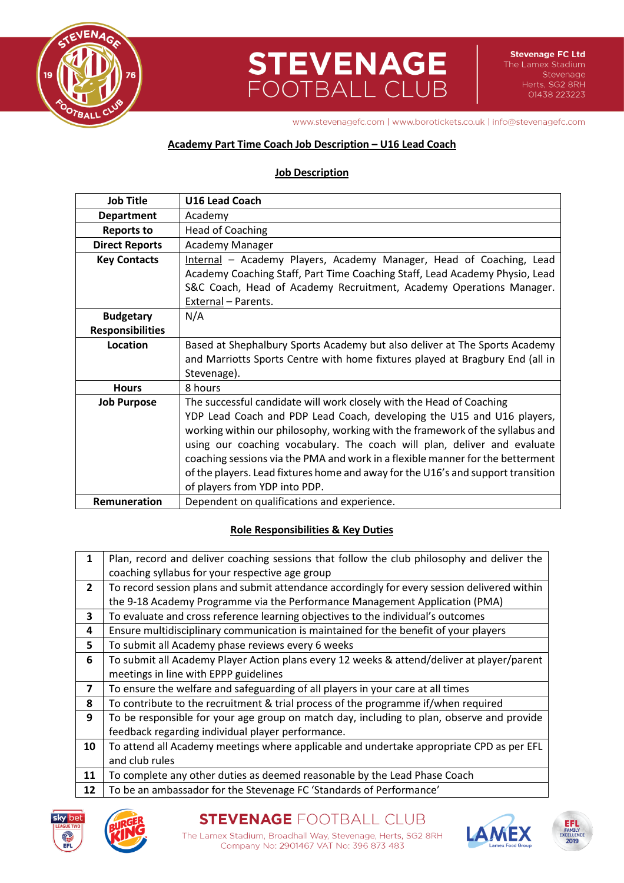## Academy Part Time Coach Job Description – U16 Lead Coach

### Job Description

| Job Title | U16 Lead Coach |
|---|---|
| Department | Academy |
| Reports to | Head of Coaching |
| Direct Reports | Academy Manager |
| Key Contacts | Internal – Academy Players, Academy Manager, Head of Coaching, Lead Academy Coaching Staff, Part Time Coaching Staff, Lead Academy Physio, Lead S&C Coach, Head of Academy Recruitment, Academy Operations Manager. External – Parents. |
| Budgetary Responsibilities | N/A |
| Location | Based at Shephalbury Sports Academy but also deliver at The Sports Academy and Marriotts Sports Centre with home fixtures played at Bragbury End (all in Stevenage). |
| Hours | 8 hours |
| Job Purpose | The successful candidate will work closely with the Head of Coaching YDP Lead Coach and PDP Lead Coach, developing the U15 and U16 players, working within our philosophy, working with the framework of the syllabus and using our coaching vocabulary. The coach will plan, deliver and evaluate coaching sessions via the PMA and work in a flexible manner for the betterment of the players. Lead fixtures home and away for the U16's and support transition of players from YDP into PDP. |
| Remuneration | Dependent on qualifications and experience. |

### Role Responsibilities & Key Duties

| | |
|---|---|
| 1 | Plan, record and deliver coaching sessions that follow the club philosophy and deliver the coaching syllabus for your respective age group |
| 2 | To record session plans and submit attendance accordingly for every session delivered within the 9-18 Academy Programme via the Performance Management Application (PMA) |
| 3 | To evaluate and cross reference learning objectives to the individual's outcomes |
| 4 | Ensure multidisciplinary communication is maintained for the benefit of your players |
| 5 | To submit all Academy phase reviews every 6 weeks |
| 6 | To submit all Academy Player Action plans every 12 weeks & attend/deliver at player/parent meetings in line with EPPP guidelines |
| 7 | To ensure the welfare and safeguarding of all players in your care at all times |
| 8 | To contribute to the recruitment & trial process of the programme if/when required |
| 9 | To be responsible for your age group on match day, including to plan, observe and provide feedback regarding individual player performance. |
| 10 | To attend all Academy meetings where applicable and undertake appropriate CPD as per EFL and club rules |
| 11 | To complete any other duties as deemed reasonable by the Lead Phase Coach |
| 12 | To be an ambassador for the Stevenage FC 'Standards of Performance' |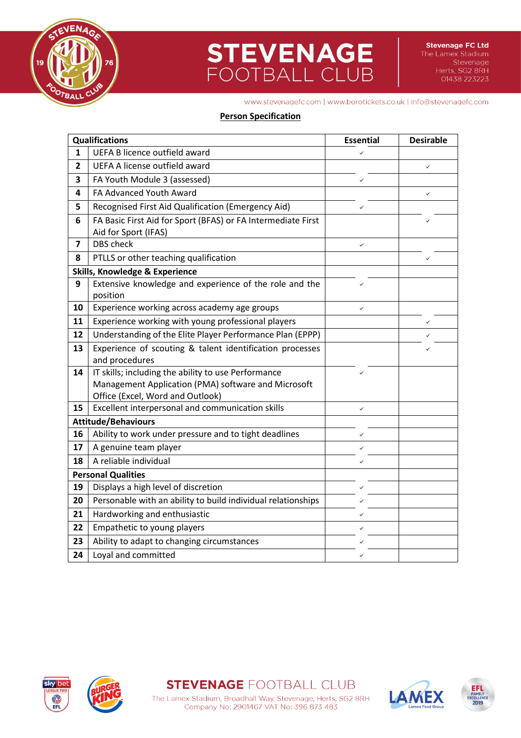## Person Specification

| Qualifications | | Essential | Desirable |
|---|---|---|---|
| 1 | UEFA B licence outfield award | ✓ | |
| 2 | UEFA A license outfield award | | ✓ |
| 3 | FA Youth Module 3 (assessed) | ✓ | |
| 4 | FA Advanced Youth Award | | ✓ |
| 5 | Recognised First Aid Qualification (Emergency Aid) | ✓ | |
| 6 | FA Basic First Aid for Sport (BFAS) or FA Intermediate First Aid for Sport (IFAS) | | ✓ |
| 7 | DBS check | ✓ | |
| 8 | PTLLS or other teaching qualification | | ✓ |
| **Skills, Knowledge & Experience** | | | |
| 9 | Extensive knowledge and experience of the role and the position | ✓ | |
| 10 | Experience working across academy age groups | ✓ | |
| 11 | Experience working with young professional players | | ✓ |
| 12 | Understanding of the Elite Player Performance Plan (EPPP) | | ✓ |
| 13 | Experience of scouting & talent identification processes and procedures | | ✓ |
| 14 | IT skills; including the ability to use Performance Management Application (PMA) software and Microsoft Office (Excel, Word and Outlook) | ✓ | |
| 15 | Excellent interpersonal and communication skills | ✓ | |
| **Attitude/Behaviours** | | | |
| 16 | Ability to work under pressure and to tight deadlines | ✓ | |
| 17 | A genuine team player | ✓ | |
| 18 | A reliable individual | ✓ | |
| **Personal Qualities** | | | |
| 19 | Displays a high level of discretion | ✓ | |
| 20 | Personable with an ability to build individual relationships | ✓ | |
| 21 | Hardworking and enthusiastic | ✓ | |
| 22 | Empathetic to young players | ✓ | |
| 23 | Ability to adapt to changing circumstances | ✓ | |
| 24 | Loyal and committed | ✓ | |